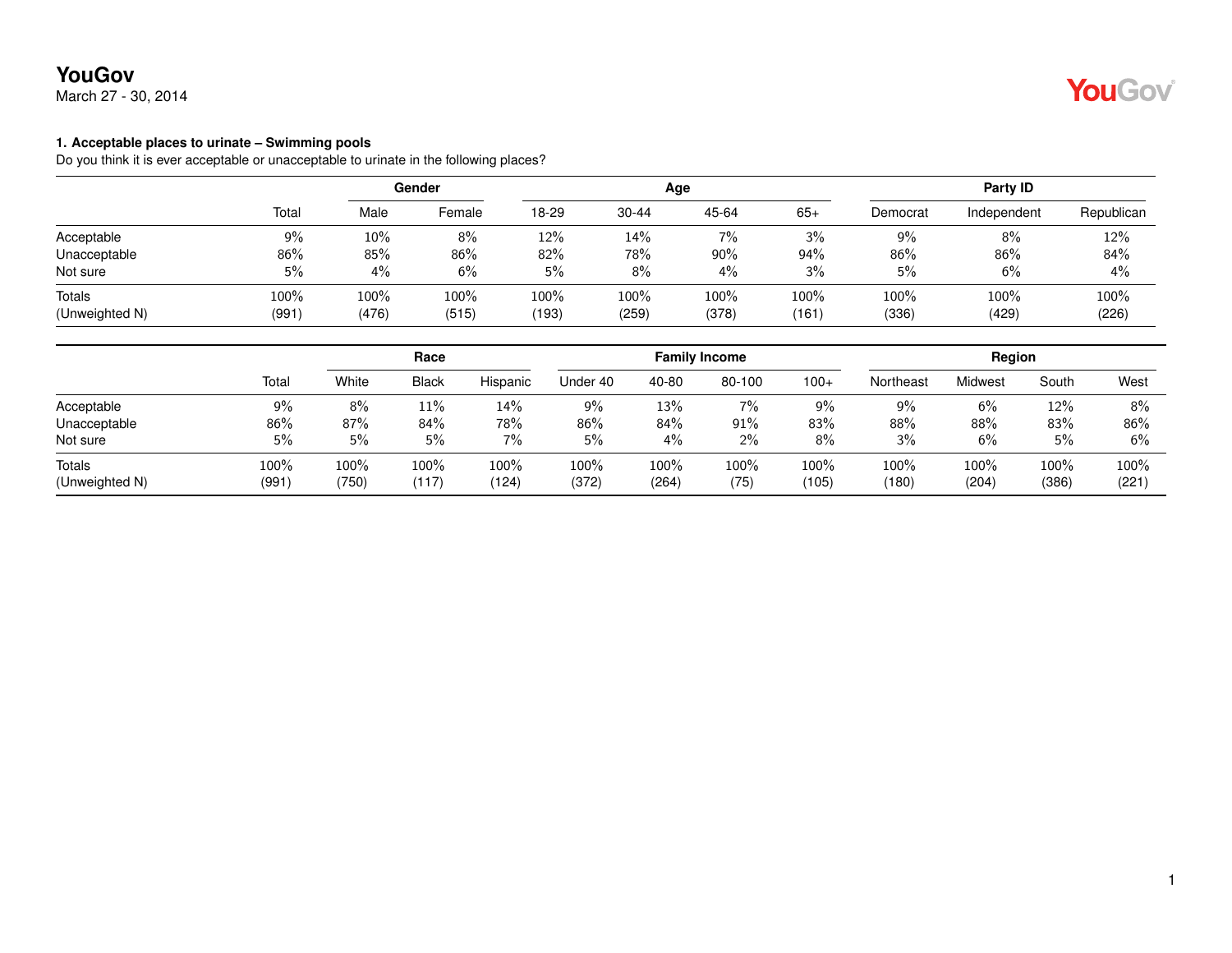# YouGov

March 27 - 30, 2014

### 1. Acceptable places to urinate – Swimming pools

Do you think it is ever acceptable or unacceptable to urinate in the following places?

| | | Gender | | Age | | | | Party ID | | |
|---|---|---|---|---|---|---|---|---|---|---|
| | Total | Male | Female | 18-29 | 30-44 | 45-64 | 65+ | Democrat | Independent | Republican |
| Acceptable | 9% | 10% | 8% | 12% | 14% | 7% | 3% | 9% | 8% | 12% |
| Unacceptable | 86% | 85% | 86% | 82% | 78% | 90% | 94% | 86% | 86% | 84% |
| Not sure | 5% | 4% | 6% | 5% | 8% | 4% | 3% | 5% | 6% | 4% |
| Totals | 100% | 100% | 100% | 100% | 100% | 100% | 100% | 100% | 100% | 100% |
| (Unweighted N) | (991) | (476) | (515) | (193) | (259) | (378) | (161) | (336) | (429) | (226) |

| | | Race | | | Family Income | | | | Region | | | |
|---|---|---|---|---|---|---|---|---|---|---|---|---|
| | Total | White | Black | Hispanic | Under 40 | 40-80 | 80-100 | 100+ | Northeast | Midwest | South | West |
| Acceptable | 9% | 8% | 11% | 14% | 9% | 13% | 7% | 9% | 9% | 6% | 12% | 8% |
| Unacceptable | 86% | 87% | 84% | 78% | 86% | 84% | 91% | 83% | 88% | 88% | 83% | 86% |
| Not sure | 5% | 5% | 5% | 7% | 5% | 4% | 2% | 8% | 3% | 6% | 5% | 6% |
| Totals | 100% | 100% | 100% | 100% | 100% | 100% | 100% | 100% | 100% | 100% | 100% | 100% |
| (Unweighted N) | (991) | (750) | (117) | (124) | (372) | (264) | (75) | (105) | (180) | (204) | (386) | (221) |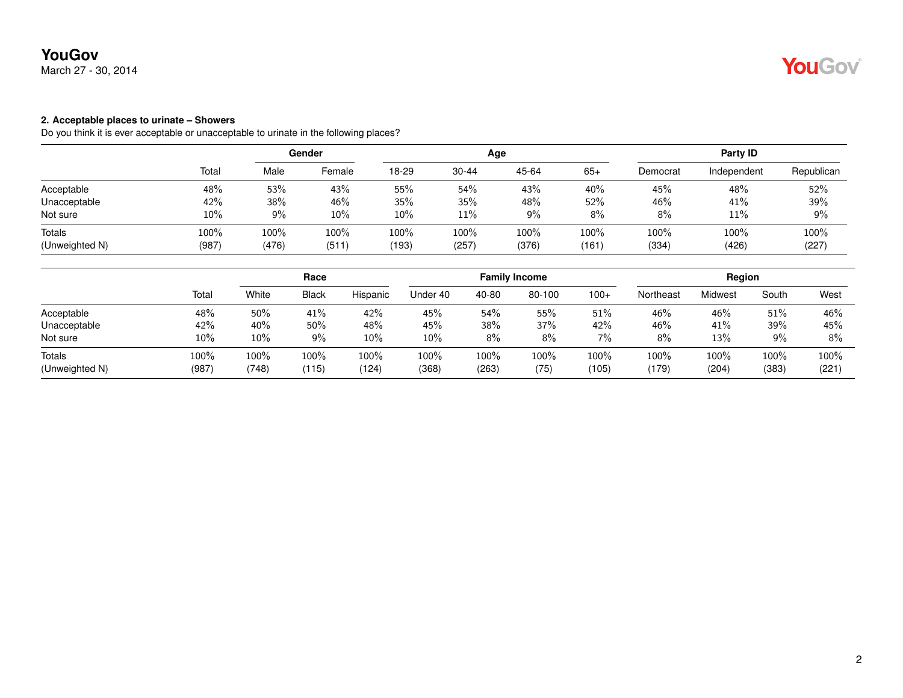**YouGov**
March 27 - 30, 2014

### 2. Acceptable places to urinate – Showers

Do you think it is ever acceptable or unacceptable to urinate in the following places?

| | | Gender | | Age | | | | Party ID | | |
|---|---|---|---|---|---|---|---|---|---|---|
| | Total | Male | Female | 18-29 | 30-44 | 45-64 | 65+ | Democrat | Independent | Republican |
| Acceptable | 48% | 53% | 43% | 55% | 54% | 43% | 40% | 45% | 48% | 52% |
| Unacceptable | 42% | 38% | 46% | 35% | 35% | 48% | 52% | 46% | 41% | 39% |
| Not sure | 10% | 9% | 10% | 10% | 11% | 9% | 8% | 8% | 11% | 9% |
| Totals | 100% | 100% | 100% | 100% | 100% | 100% | 100% | 100% | 100% | 100% |
| (Unweighted N) | (987) | (476) | (511) | (193) | (257) | (376) | (161) | (334) | (426) | (227) |

| | | Race | | | Family Income | | | | Region | | | |
|---|---|---|---|---|---|---|---|---|---|---|---|---|
| | Total | White | Black | Hispanic | Under 40 | 40-80 | 80-100 | 100+ | Northeast | Midwest | South | West |
| Acceptable | 48% | 50% | 41% | 42% | 45% | 54% | 55% | 51% | 46% | 46% | 51% | 46% |
| Unacceptable | 42% | 40% | 50% | 48% | 45% | 38% | 37% | 42% | 46% | 41% | 39% | 45% |
| Not sure | 10% | 10% | 9% | 10% | 10% | 8% | 8% | 7% | 8% | 13% | 9% | 8% |
| Totals | 100% | 100% | 100% | 100% | 100% | 100% | 100% | 100% | 100% | 100% | 100% | 100% |
| (Unweighted N) | (987) | (748) | (115) | (124) | (368) | (263) | (75) | (105) | (179) | (204) | (383) | (221) |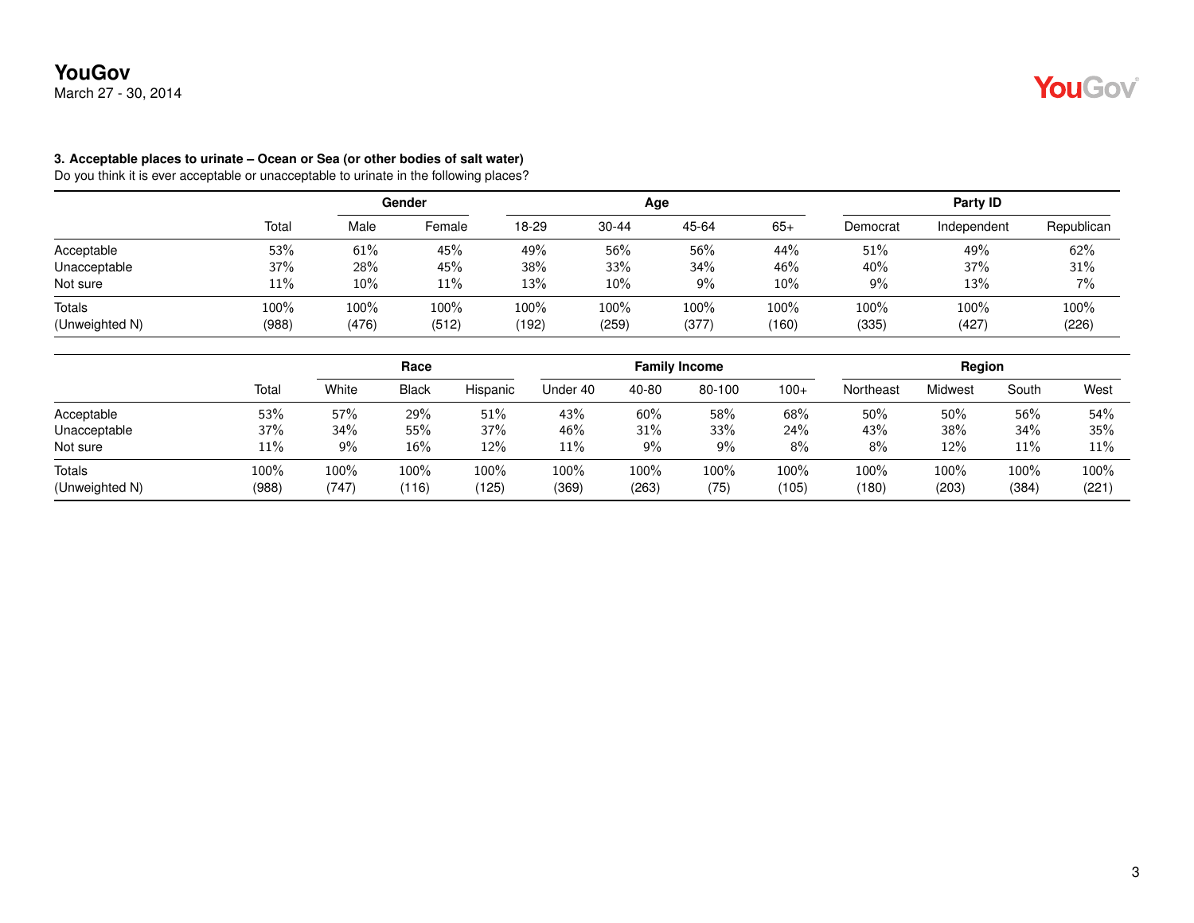**YouGov**
March 27 - 30, 2014

### 3. Acceptable places to urinate – Ocean or Sea (or other bodies of salt water)

Do you think it is ever acceptable or unacceptable to urinate in the following places?

| | | Gender | | Age | | | | Party ID | | |
|---|---|---|---|---|---|---|---|---|---|---|
| | Total | Male | Female | 18-29 | 30-44 | 45-64 | 65+ | Democrat | Independent | Republican |
| Acceptable | 53% | 61% | 45% | 49% | 56% | 56% | 44% | 51% | 49% | 62% |
| Unacceptable | 37% | 28% | 45% | 38% | 33% | 34% | 46% | 40% | 37% | 31% |
| Not sure | 11% | 10% | 11% | 13% | 10% | 9% | 10% | 9% | 13% | 7% |
| Totals | 100% | 100% | 100% | 100% | 100% | 100% | 100% | 100% | 100% | 100% |
| (Unweighted N) | (988) | (476) | (512) | (192) | (259) | (377) | (160) | (335) | (427) | (226) |

| | | Race | | | Family Income | | | | Region | | | |
|---|---|---|---|---|---|---|---|---|---|---|---|---|
| | Total | White | Black | Hispanic | Under 40 | 40-80 | 80-100 | 100+ | Northeast | Midwest | South | West |
| Acceptable | 53% | 57% | 29% | 51% | 43% | 60% | 58% | 68% | 50% | 50% | 56% | 54% |
| Unacceptable | 37% | 34% | 55% | 37% | 46% | 31% | 33% | 24% | 43% | 38% | 34% | 35% |
| Not sure | 11% | 9% | 16% | 12% | 11% | 9% | 9% | 8% | 8% | 12% | 11% | 11% |
| Totals | 100% | 100% | 100% | 100% | 100% | 100% | 100% | 100% | 100% | 100% | 100% | 100% |
| (Unweighted N) | (988) | (747) | (116) | (125) | (369) | (263) | (75) | (105) | (180) | (203) | (384) | (221) |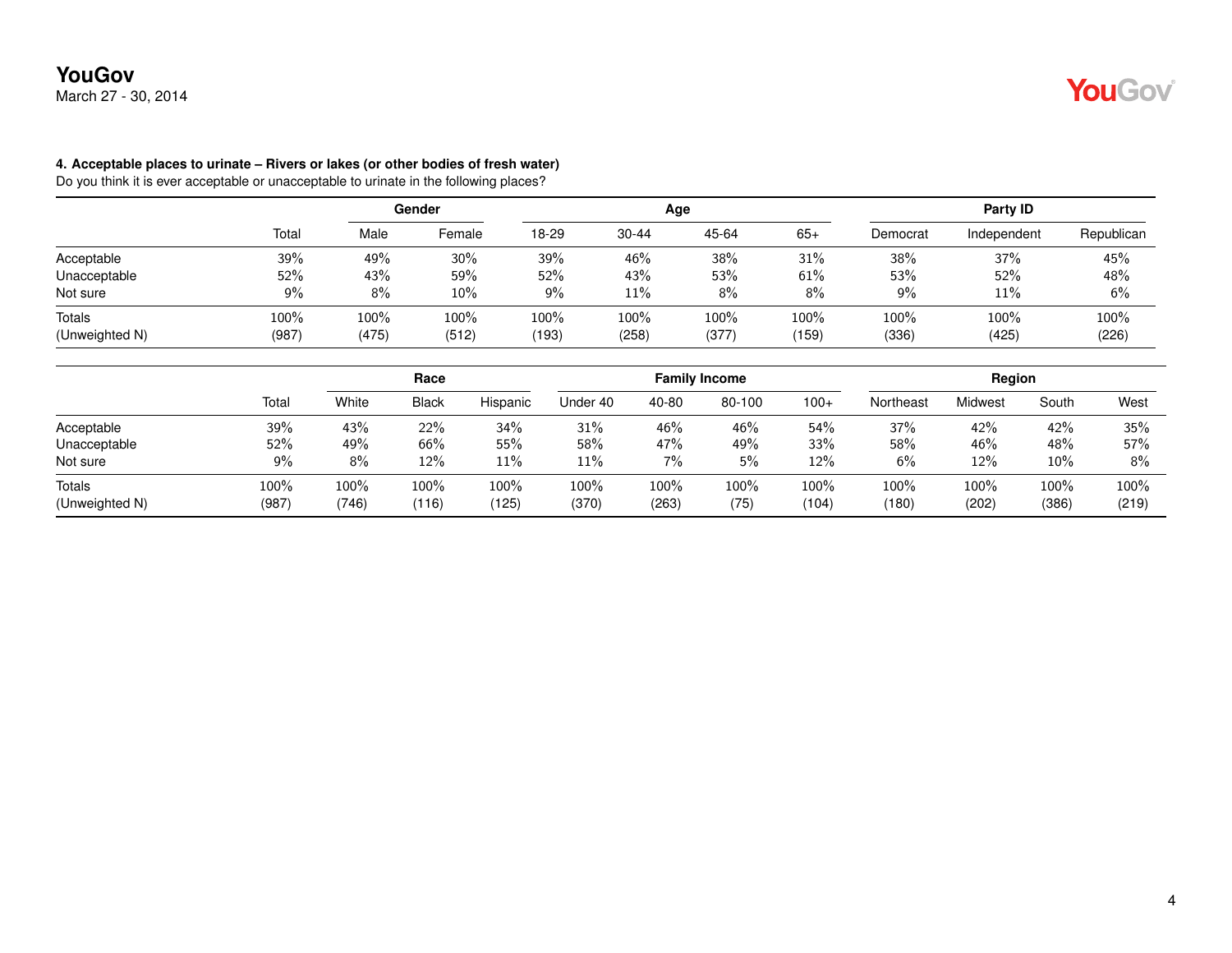**4. Acceptable places to urinate – Rivers or lakes (or other bodies of fresh water)**

Do you think it is ever acceptable or unacceptable to urinate in the following places?

| | | Gender | | Age | | | | Party ID | | |
|---|---|---|---|---|---|---|---|---|---|---|
| | Total | Male | Female | 18-29 | 30-44 | 45-64 | 65+ | Democrat | Independent | Republican |
| Acceptable | 39% | 49% | 30% | 39% | 46% | 38% | 31% | 38% | 37% | 45% |
| Unacceptable | 52% | 43% | 59% | 52% | 43% | 53% | 61% | 53% | 52% | 48% |
| Not sure | 9% | 8% | 10% | 9% | 11% | 8% | 8% | 9% | 11% | 6% |
| Totals | 100% | 100% | 100% | 100% | 100% | 100% | 100% | 100% | 100% | 100% |
| (Unweighted N) | (987) | (475) | (512) | (193) | (258) | (377) | (159) | (336) | (425) | (226) |

| | | Race | | | Family Income | | | | Region | | | |
|---|---|---|---|---|---|---|---|---|---|---|---|---|
| | Total | White | Black | Hispanic | Under 40 | 40-80 | 80-100 | 100+ | Northeast | Midwest | South | West |
| Acceptable | 39% | 43% | 22% | 34% | 31% | 46% | 46% | 54% | 37% | 42% | 42% | 35% |
| Unacceptable | 52% | 49% | 66% | 55% | 58% | 47% | 49% | 33% | 58% | 46% | 48% | 57% |
| Not sure | 9% | 8% | 12% | 11% | 11% | 7% | 5% | 12% | 6% | 12% | 10% | 8% |
| Totals | 100% | 100% | 100% | 100% | 100% | 100% | 100% | 100% | 100% | 100% | 100% | 100% |
| (Unweighted N) | (987) | (746) | (116) | (125) | (370) | (263) | (75) | (104) | (180) | (202) | (386) | (219) |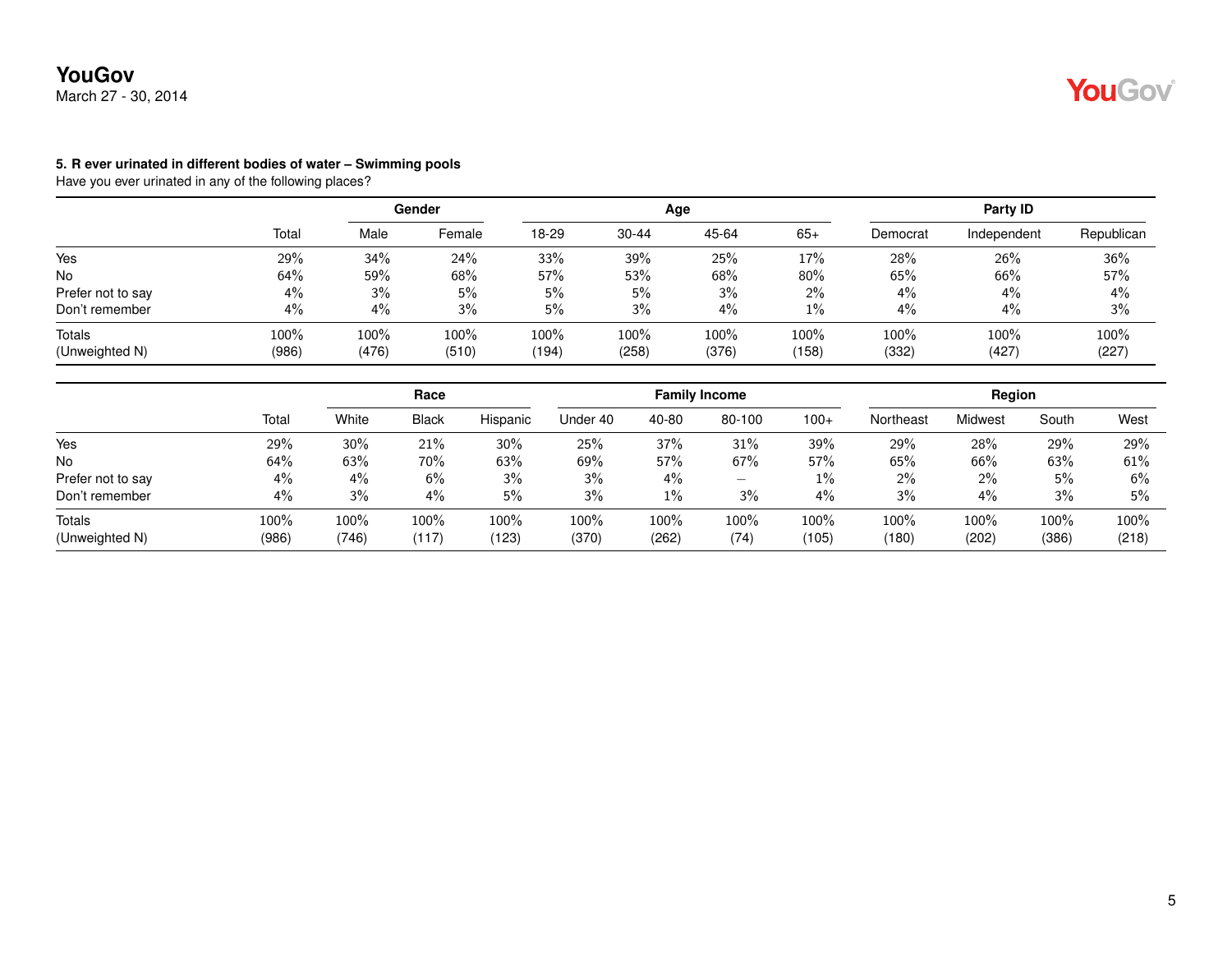**YouGov**
March 27 - 30, 2014

**5. R ever urinated in different bodies of water – Swimming pools**
Have you ever urinated in any of the following places?

| | | Gender | | Age | | | | Party ID | | |
|---|---|---|---|---|---|---|---|---|---|---|
| | Total | Male | Female | 18-29 | 30-44 | 45-64 | 65+ | Democrat | Independent | Republican |
| Yes | 29% | 34% | 24% | 33% | 39% | 25% | 17% | 28% | 26% | 36% |
| No | 64% | 59% | 68% | 57% | 53% | 68% | 80% | 65% | 66% | 57% |
| Prefer not to say | 4% | 3% | 5% | 5% | 5% | 3% | 2% | 4% | 4% | 4% |
| Don't remember | 4% | 4% | 3% | 5% | 3% | 4% | 1% | 4% | 4% | 3% |
| Totals | 100% | 100% | 100% | 100% | 100% | 100% | 100% | 100% | 100% | 100% |
| (Unweighted N) | (986) | (476) | (510) | (194) | (258) | (376) | (158) | (332) | (427) | (227) |

| | | Race | | | Family Income | | | | Region | | | |
|---|---|---|---|---|---|---|---|---|---|---|---|---|
| | Total | White | Black | Hispanic | Under 40 | 40-80 | 80-100 | 100+ | Northeast | Midwest | South | West |
| Yes | 29% | 30% | 21% | 30% | 25% | 37% | 31% | 39% | 29% | 28% | 29% | 29% |
| No | 64% | 63% | 70% | 63% | 69% | 57% | 67% | 57% | 65% | 66% | 63% | 61% |
| Prefer not to say | 4% | 4% | 6% | 3% | 3% | 4% | – | 1% | 2% | 2% | 5% | 6% |
| Don't remember | 4% | 3% | 4% | 5% | 3% | 1% | 3% | 4% | 3% | 4% | 3% | 5% |
| Totals | 100% | 100% | 100% | 100% | 100% | 100% | 100% | 100% | 100% | 100% | 100% | 100% |
| (Unweighted N) | (986) | (746) | (117) | (123) | (370) | (262) | (74) | (105) | (180) | (202) | (386) | (218) |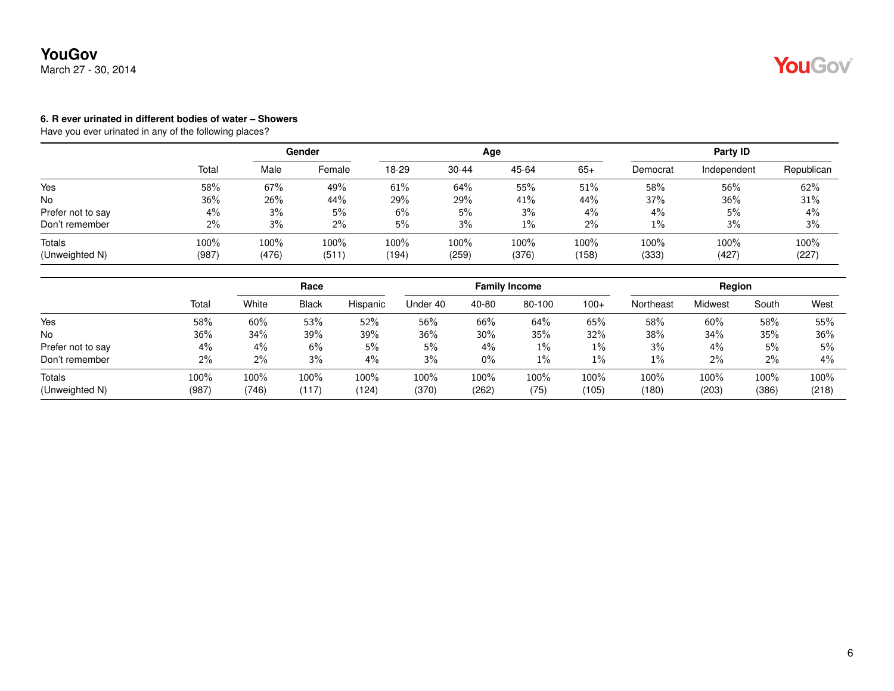**YouGov**
March 27 - 30, 2014

**6. R ever urinated in different bodies of water – Showers**
Have you ever urinated in any of the following places?

| | | Gender | | Age | | | | Party ID | | |
|---|---|---|---|---|---|---|---|---|---|---|
| | Total | Male | Female | 18-29 | 30-44 | 45-64 | 65+ | Democrat | Independent | Republican |
| Yes | 58% | 67% | 49% | 61% | 64% | 55% | 51% | 58% | 56% | 62% |
| No | 36% | 26% | 44% | 29% | 29% | 41% | 44% | 37% | 36% | 31% |
| Prefer not to say | 4% | 3% | 5% | 6% | 5% | 3% | 4% | 4% | 5% | 4% |
| Don't remember | 2% | 3% | 2% | 5% | 3% | 1% | 2% | 1% | 3% | 3% |
| Totals | 100% | 100% | 100% | 100% | 100% | 100% | 100% | 100% | 100% | 100% |
| (Unweighted N) | (987) | (476) | (511) | (194) | (259) | (376) | (158) | (333) | (427) | (227) |

| | | Race | | | Family Income | | | | Region | | | |
|---|---|---|---|---|---|---|---|---|---|---|---|---|
| | Total | White | Black | Hispanic | Under 40 | 40-80 | 80-100 | 100+ | Northeast | Midwest | South | West |
| Yes | 58% | 60% | 53% | 52% | 56% | 66% | 64% | 65% | 58% | 60% | 58% | 55% |
| No | 36% | 34% | 39% | 39% | 36% | 30% | 35% | 32% | 38% | 34% | 35% | 36% |
| Prefer not to say | 4% | 4% | 6% | 5% | 5% | 4% | 1% | 1% | 3% | 4% | 5% | 5% |
| Don't remember | 2% | 2% | 3% | 4% | 3% | 0% | 1% | 1% | 1% | 2% | 2% | 4% |
| Totals | 100% | 100% | 100% | 100% | 100% | 100% | 100% | 100% | 100% | 100% | 100% | 100% |
| (Unweighted N) | (987) | (746) | (117) | (124) | (370) | (262) | (75) | (105) | (180) | (203) | (386) | (218) |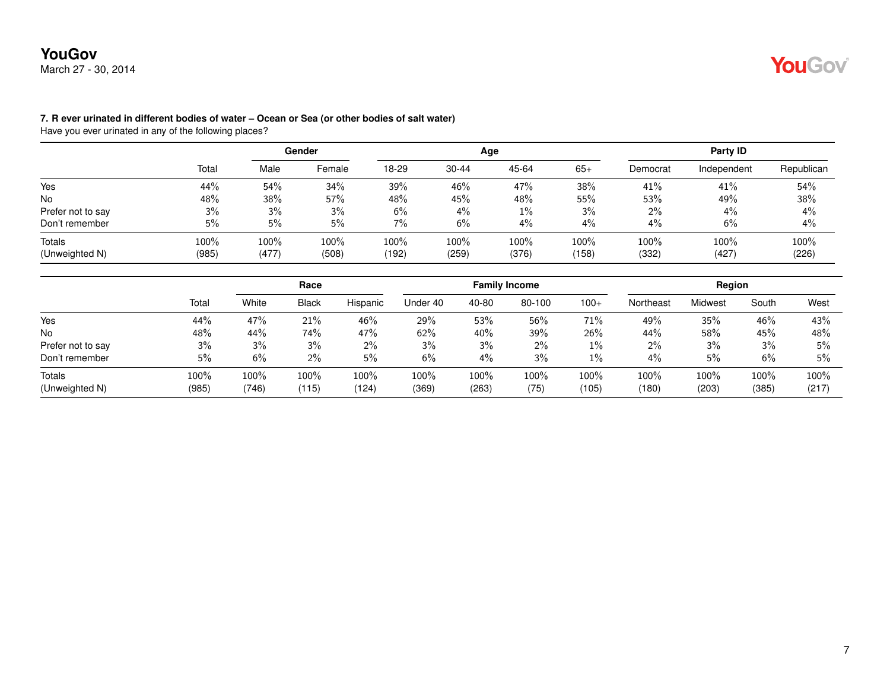**YouGov**
March 27 - 30, 2014

**7. R ever urinated in different bodies of water – Ocean or Sea (or other bodies of salt water)**
Have you ever urinated in any of the following places?

| | | Gender | | Age | | | | Party ID | | |
|---|---|---|---|---|---|---|---|---|---|---|
| | Total | Male | Female | 18-29 | 30-44 | 45-64 | 65+ | Democrat | Independent | Republican |
| Yes | 44% | 54% | 34% | 39% | 46% | 47% | 38% | 41% | 41% | 54% |
| No | 48% | 38% | 57% | 48% | 45% | 48% | 55% | 53% | 49% | 38% |
| Prefer not to say | 3% | 3% | 3% | 6% | 4% | 1% | 3% | 2% | 4% | 4% |
| Don't remember | 5% | 5% | 5% | 7% | 6% | 4% | 4% | 4% | 6% | 4% |
| Totals | 100% | 100% | 100% | 100% | 100% | 100% | 100% | 100% | 100% | 100% |
| (Unweighted N) | (985) | (477) | (508) | (192) | (259) | (376) | (158) | (332) | (427) | (226) |

| | | Race | | | Family Income | | | | Region | | | |
|---|---|---|---|---|---|---|---|---|---|---|---|---|
| | Total | White | Black | Hispanic | Under 40 | 40-80 | 80-100 | 100+ | Northeast | Midwest | South | West |
| Yes | 44% | 47% | 21% | 46% | 29% | 53% | 56% | 71% | 49% | 35% | 46% | 43% |
| No | 48% | 44% | 74% | 47% | 62% | 40% | 39% | 26% | 44% | 58% | 45% | 48% |
| Prefer not to say | 3% | 3% | 3% | 2% | 3% | 3% | 2% | 1% | 2% | 3% | 3% | 5% |
| Don't remember | 5% | 6% | 2% | 5% | 6% | 4% | 3% | 1% | 4% | 5% | 6% | 5% |
| Totals | 100% | 100% | 100% | 100% | 100% | 100% | 100% | 100% | 100% | 100% | 100% | 100% |
| (Unweighted N) | (985) | (746) | (115) | (124) | (369) | (263) | (75) | (105) | (180) | (203) | (385) | (217) |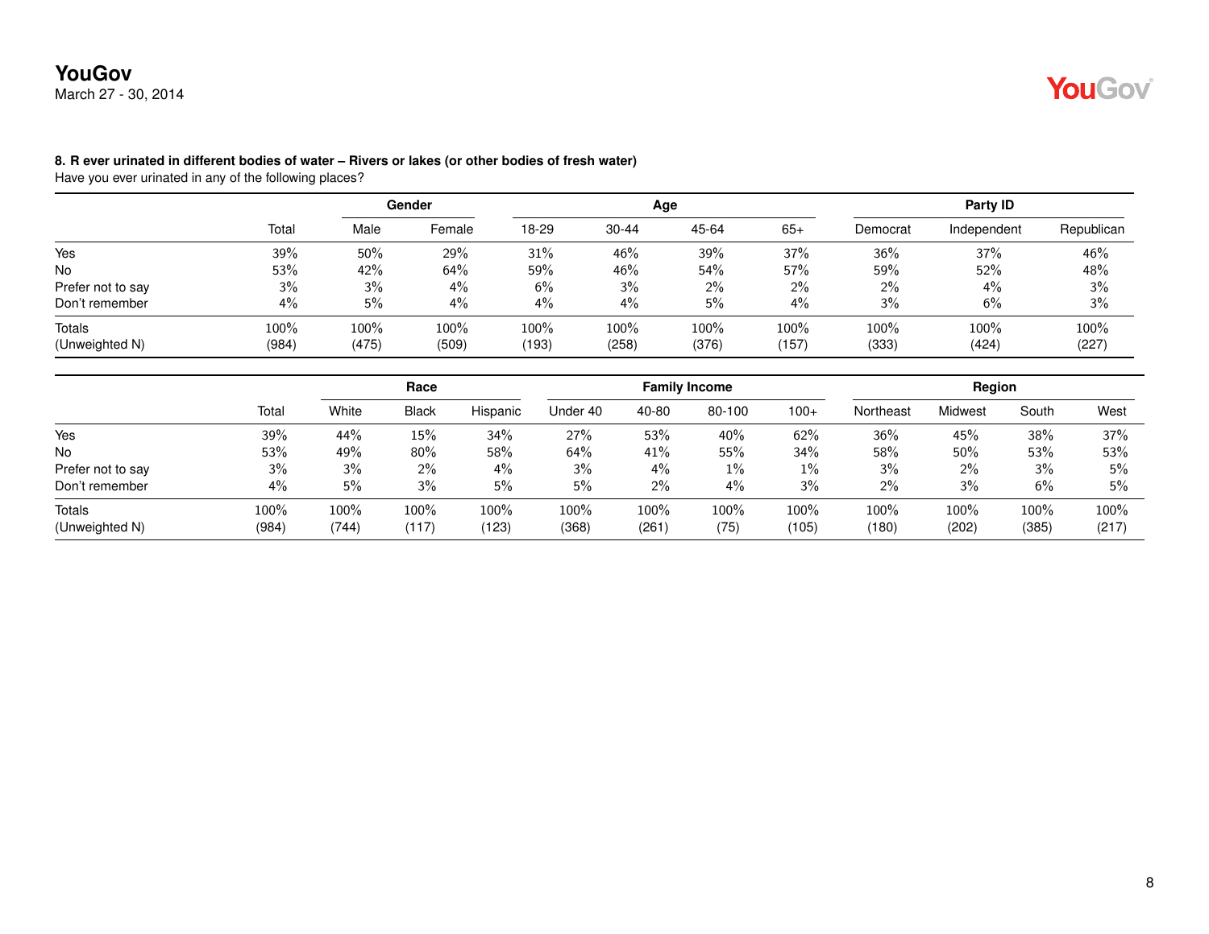**8. R ever urinated in different bodies of water – Rivers or lakes (or other bodies of fresh water)**

Have you ever urinated in any of the following places?

| | | Gender | | Age | | | | Party ID | | |
|---|---|---|---|---|---|---|---|---|---|---|
| | Total | Male | Female | 18-29 | 30-44 | 45-64 | 65+ | Democrat | Independent | Republican |
| Yes | 39% | 50% | 29% | 31% | 46% | 39% | 37% | 36% | 37% | 46% |
| No | 53% | 42% | 64% | 59% | 46% | 54% | 57% | 59% | 52% | 48% |
| Prefer not to say | 3% | 3% | 4% | 6% | 3% | 2% | 2% | 2% | 4% | 3% |
| Don't remember | 4% | 5% | 4% | 4% | 4% | 5% | 4% | 3% | 6% | 3% |
| Totals | 100% | 100% | 100% | 100% | 100% | 100% | 100% | 100% | 100% | 100% |
| (Unweighted N) | (984) | (475) | (509) | (193) | (258) | (376) | (157) | (333) | (424) | (227) |

| | | Race | | | Family Income | | | | Region | | | |
|---|---|---|---|---|---|---|---|---|---|---|---|---|
| | Total | White | Black | Hispanic | Under 40 | 40-80 | 80-100 | 100+ | Northeast | Midwest | South | West |
| Yes | 39% | 44% | 15% | 34% | 27% | 53% | 40% | 62% | 36% | 45% | 38% | 37% |
| No | 53% | 49% | 80% | 58% | 64% | 41% | 55% | 34% | 58% | 50% | 53% | 53% |
| Prefer not to say | 3% | 3% | 2% | 4% | 3% | 4% | 1% | 1% | 3% | 2% | 3% | 5% |
| Don't remember | 4% | 5% | 3% | 5% | 5% | 2% | 4% | 3% | 2% | 3% | 6% | 5% |
| Totals | 100% | 100% | 100% | 100% | 100% | 100% | 100% | 100% | 100% | 100% | 100% | 100% |
| (Unweighted N) | (984) | (744) | (117) | (123) | (368) | (261) | (75) | (105) | (180) | (202) | (385) | (217) |